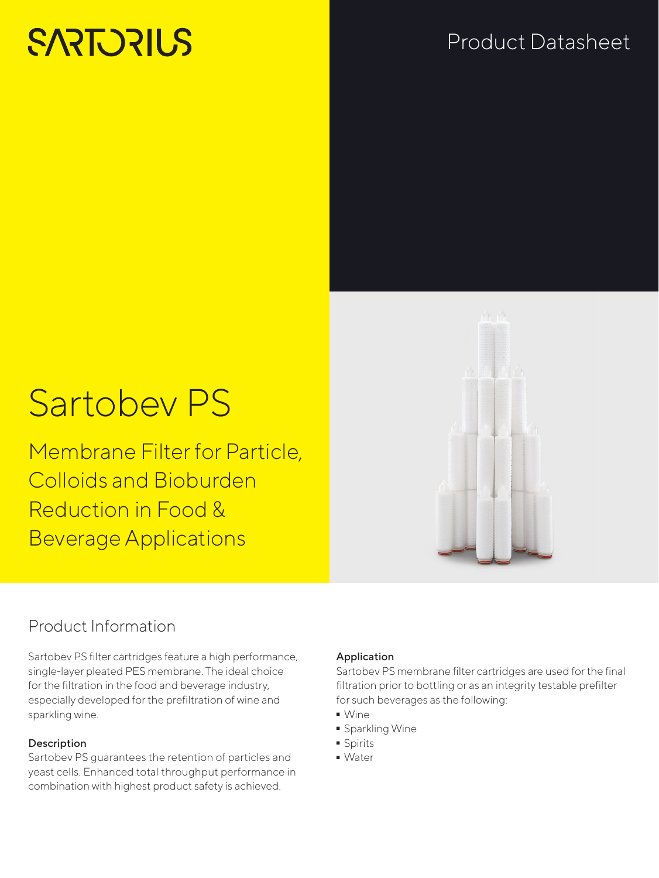SARTORIUS

Product Datasheet

# Sartobev PS

Membrane Filter for Particle, Colloids and Bioburden Reduction in Food & Beverage Applications

## Product Information

Sartobev PS filter cartridges feature a high performance, single-layer pleated PES membrane. The ideal choice for the filtration in the food and beverage industry, especially developed for the prefiltration of wine and sparkling wine.

### Description

Sartobev PS guarantees the retention of particles and yeast cells. Enhanced total throughput performance in combination with highest product safety is achieved.

### Application

Sartobev PS membrane filter cartridges are used for the final filtration prior to bottling or as an integrity testable prefilter for such beverages as the following:

- Wine
- Sparkling Wine
- Spirits
- Water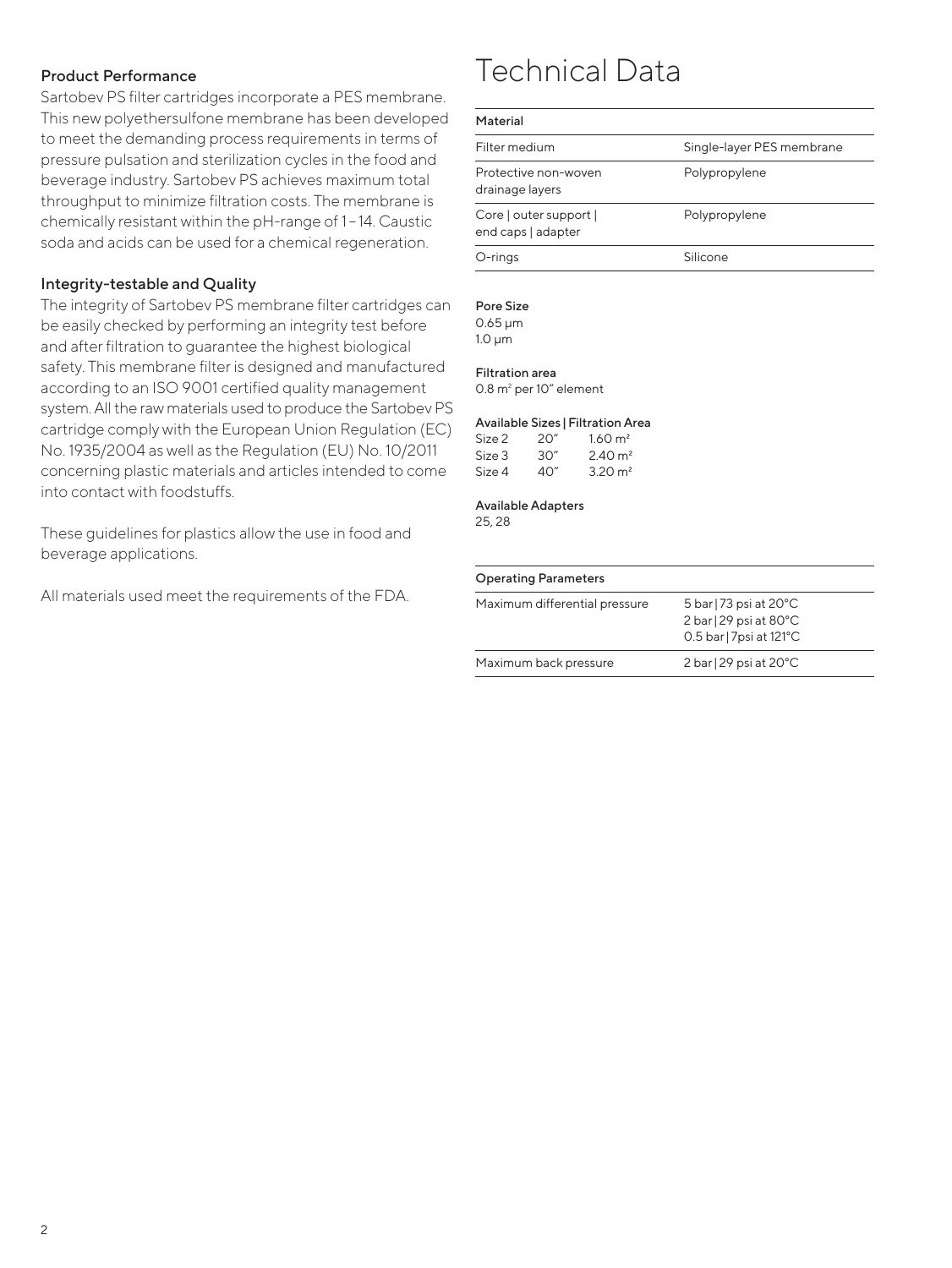### Product Performance

Sartobev PS filter cartridges incorporate a PES membrane. This new polyethersulfone membrane has been developed to meet the demanding process requirements in terms of pressure pulsation and sterilization cycles in the food and beverage industry. Sartobev PS achieves maximum total throughput to minimize filtration costs. The membrane is chemically resistant within the pH-range of 1 – 14. Caustic soda and acids can be used for a chemical regeneration.

### Integrity-testable and Quality

The integrity of Sartobev PS membrane filter cartridges can be easily checked by performing an integrity test before and after filtration to guarantee the highest biological safety. This membrane filter is designed and manufactured according to an ISO 9001 certified quality management system. All the raw materials used to produce the Sartobev PS cartridge comply with the European Union Regulation (EC) No. 1935/2004 as well as the Regulation (EU) No. 10/2011 concerning plastic materials and articles intended to come into contact with foodstuffs.

These guidelines for plastics allow the use in food and beverage applications.

All materials used meet the requirements of the FDA.

# Technical Data

| Material | |
|---|---|
| Filter medium | Single-layer PES membrane |
| Protective non-woven drainage layers | Polypropylene |
| Core \| outer support \| end caps \| adapter | Polypropylene |
| O-rings | Silicone |

**Pore Size**
0.65 µm
1.0 µm

**Filtration area**
0.8 m² per 10" element

**Available Sizes | Filtration Area**

| | | |
|---|---|---|
| Size 2 | 20" | 1.60 m² |
| Size 3 | 30" | 2.40 m² |
| Size 4 | 40" | 3.20 m² |

**Available Adapters**
25, 28

| Operating Parameters | |
|---|---|
| Maximum differential pressure | 5 bar \| 73 psi at 20°C<br>2 bar \| 29 psi at 80°C<br>0.5 bar \| 7psi at 121°C |
| Maximum back pressure | 2 bar \| 29 psi at 20°C |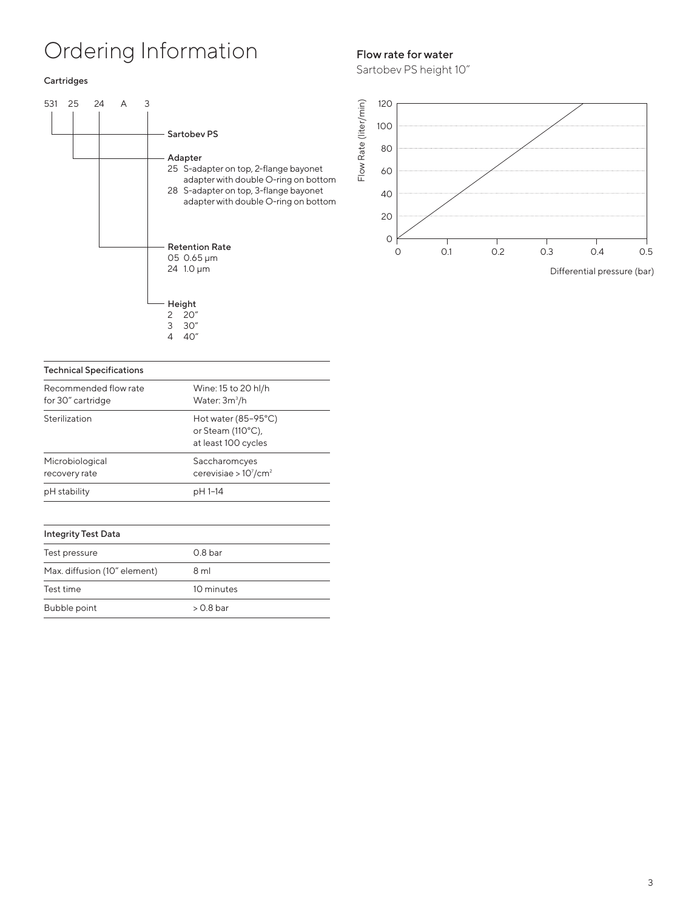# Ordering Information

### Cartridges

531 25 24 A 3

- 531 — Sartobev PS
- Adapter
  - 25 S-adapter on top, 2-flange bayonet adapter with double O-ring on bottom
  - 28 S-adapter on top, 3-flange bayonet adapter with double O-ring on bottom
- Retention Rate
  - 05 0.65 µm
  - 24 1.0 µm
- Height
  - 2 20″
  - 3 30″
  - 4 40″

| Technical Specifications | |
|---|---|
| Recommended flow rate for 30″ cartridge | Wine: 15 to 20 hl/h<br>Water: $3m^3/h$ |
| Sterilization | Hot water (85–95°C) or Steam (110°C), at least 100 cycles |
| Microbiological recovery rate | Saccharomcyes cerevisiae > $10^7/cm^2$ |
| pH stability | pH 1–14 |

| Integrity Test Data | |
|---|---|
| Test pressure | 0.8 bar |
| Max. diffusion (10″ element) | 8 ml |
| Test time | 10 minutes |
| Bubble point | > 0.8 bar |

### Flow rate for water

Sartobev PS height 10″

Flow Rate (liter/min): 0, 20, 40, 60, 80, 100, 120

Differential pressure (bar): 0, 0.1, 0.2, 0.3, 0.4, 0.5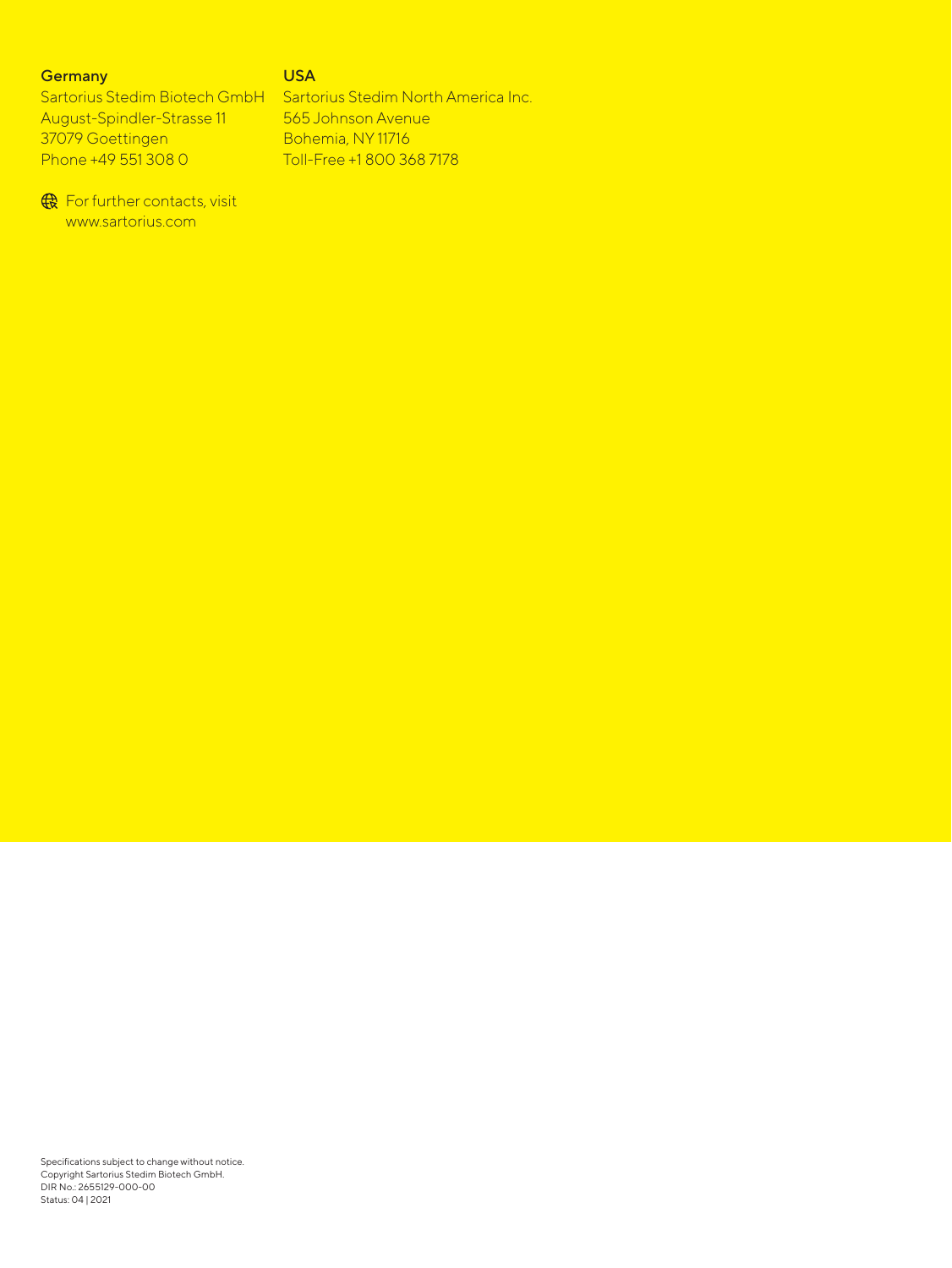**Germany**
Sartorius Stedim Biotech GmbH
August-Spindler-Strasse 11
37079 Goettingen
Phone +49 551 308 0

**USA**
Sartorius Stedim North America Inc.
565 Johnson Avenue
Bohemia, NY 11716
Toll-Free +1 800 368 7178

For further contacts, visit
www.sartorius.com

Specifications subject to change without notice.
Copyright Sartorius Stedim Biotech GmbH.
DIR No.: 2655129-000-00
Status: 04 | 2021